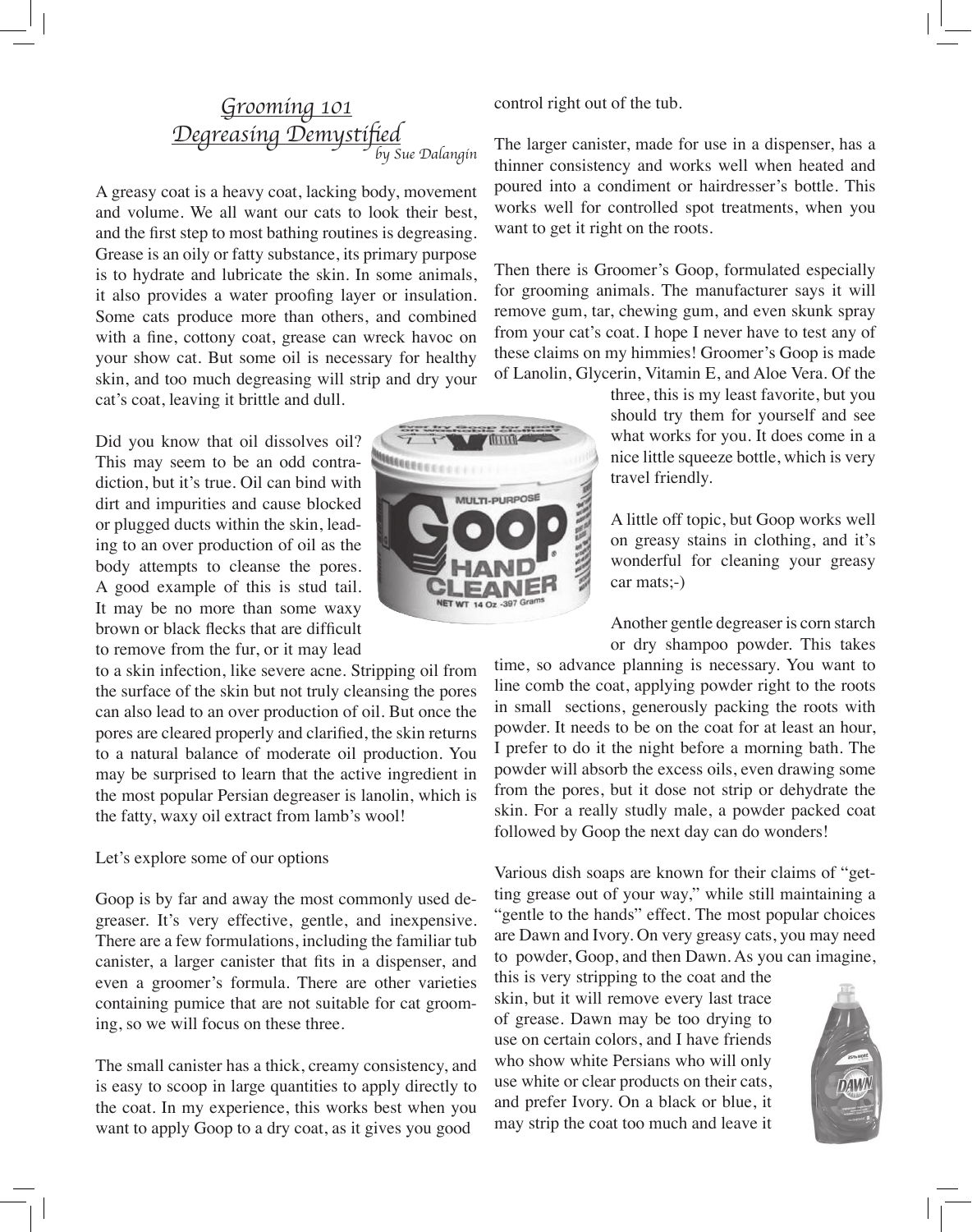# *Grooming 101*
## *Degreasing Demystified*

*by Sue Dalangin*

A greasy coat is a heavy coat, lacking body, movement and volume. We all want our cats to look their best, and the first step to most bathing routines is degreasing. Grease is an oily or fatty substance, its primary purpose is to hydrate and lubricate the skin. In some animals, it also provides a water proofing layer or insulation. Some cats produce more than others, and combined with a fine, cottony coat, grease can wreck havoc on your show cat. But some oil is necessary for healthy skin, and too much degreasing will strip and dry your cat's coat, leaving it brittle and dull.

Did you know that oil dissolves oil? This may seem to be an odd contradiction, but it's true. Oil can bind with dirt and impurities and cause blocked or plugged ducts within the skin, leading to an over production of oil as the body attempts to cleanse the pores. A good example of this is stud tail. It may be no more than some waxy brown or black flecks that are difficult to remove from the fur, or it may lead to a skin infection, like severe acne. Stripping oil from the surface of the skin but not truly cleansing the pores can also lead to an over production of oil. But once the pores are cleared properly and clarified, the skin returns to a natural balance of moderate oil production. You may be surprised to learn that the active ingredient in the most popular Persian degreaser is lanolin, which is the fatty, waxy oil extract from lamb's wool!

Let's explore some of our options

Goop is by far and away the most commonly used degreaser. It's very effective, gentle, and inexpensive. There are a few formulations, including the familiar tub canister, a larger canister that fits in a dispenser, and even a groomer's formula. There are other varieties containing pumice that are not suitable for cat grooming, so we will focus on these three.

The small canister has a thick, creamy consistency, and is easy to scoop in large quantities to apply directly to the coat. In my experience, this works best when you want to apply Goop to a dry coat, as it gives you good control right out of the tub.

The larger canister, made for use in a dispenser, has a thinner consistency and works well when heated and poured into a condiment or hairdresser's bottle. This works well for controlled spot treatments, when you want to get it right on the roots.

Then there is Groomer's Goop, formulated especially for grooming animals. The manufacturer says it will remove gum, tar, chewing gum, and even skunk spray from your cat's coat. I hope I never have to test any of these claims on my himmies! Groomer's Goop is made of Lanolin, Glycerin, Vitamin E, and Aloe Vera. Of the three, this is my least favorite, but you should try them for yourself and see what works for you. It does come in a nice little squeeze bottle, which is very travel friendly.

A little off topic, but Goop works well on greasy stains in clothing, and it's wonderful for cleaning your greasy car mats;-)

Another gentle degreaser is corn starch or dry shampoo powder. This takes time, so advance planning is necessary. You want to line comb the coat, applying powder right to the roots in small sections, generously packing the roots with powder. It needs to be on the coat for at least an hour, I prefer to do it the night before a morning bath. The powder will absorb the excess oils, even drawing some from the pores, but it dose not strip or dehydrate the skin. For a really studly male, a powder packed coat followed by Goop the next day can do wonders!

Various dish soaps are known for their claims of "getting grease out of your way," while still maintaining a "gentle to the hands" effect. The most popular choices are Dawn and Ivory. On very greasy cats, you may need to powder, Goop, and then Dawn. As you can imagine, this is very stripping to the coat and the skin, but it will remove every last trace of grease. Dawn may be too drying to use on certain colors, and I have friends who show white Persians who will only use white or clear products on their cats, and prefer Ivory. On a black or blue, it may strip the coat too much and leave it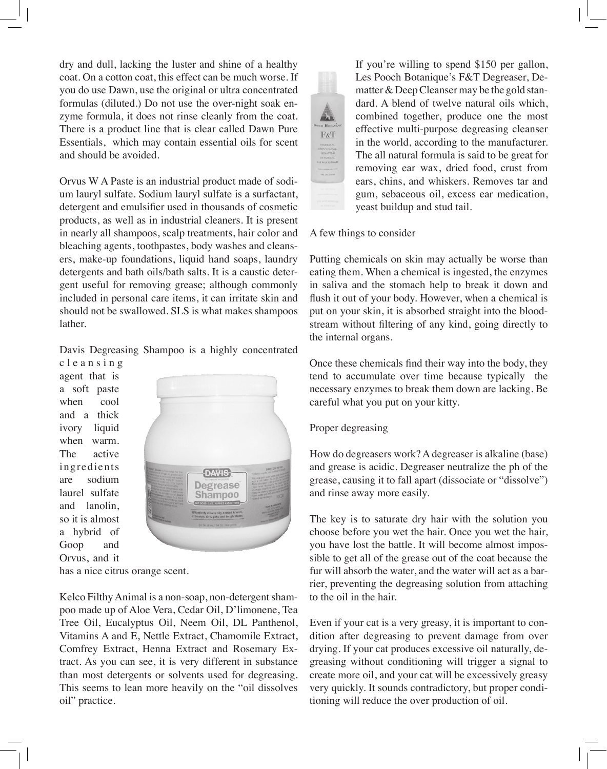dry and dull, lacking the luster and shine of a healthy coat. On a cotton coat, this effect can be much worse. If you do use Dawn, use the original or ultra concentrated formulas (diluted.) Do not use the over-night soak enzyme formula, it does not rinse cleanly from the coat. There is a product line that is clear called Dawn Pure Essentials, which may contain essential oils for scent and should be avoided.

Orvus W A Paste is an industrial product made of sodium lauryl sulfate. Sodium lauryl sulfate is a surfactant, detergent and emulsifier used in thousands of cosmetic products, as well as in industrial cleaners. It is present in nearly all shampoos, scalp treatments, hair color and bleaching agents, toothpastes, body washes and cleansers, make-up foundations, liquid hand soaps, laundry detergents and bath oils/bath salts. It is a caustic detergent useful for removing grease; although commonly included in personal care items, it can irritate skin and should not be swallowed. SLS is what makes shampoos lather.

Davis Degreasing Shampoo is a highly concentrated cleansing agent that is a soft paste when cool and a thick ivory liquid when warm. The active ingredients are sodium laurel sulfate and lanolin, so it is almost a hybrid of Goop and Orvus, and it has a nice citrus orange scent.

Kelco Filthy Animal is a non-soap, non-detergent shampoo made up of Aloe Vera, Cedar Oil, D'limonene, Tea Tree Oil, Eucalyptus Oil, Neem Oil, DL Panthenol, Vitamins A and E, Nettle Extract, Chamomile Extract, Comfrey Extract, Henna Extract and Rosemary Extract. As you can see, it is very different in substance than most detergents or solvents used for degreasing. This seems to lean more heavily on the "oil dissolves oil" practice.

If you're willing to spend $150 per gallon, Les Pooch Botanique's F&T Degreaser, Dematter & Deep Cleanser may be the gold standard. A blend of twelve natural oils which, combined together, produce one the most effective multi-purpose degreasing cleanser in the world, according to the manufacturer. The all natural formula is said to be great for removing ear wax, dried food, crust from ears, chins, and whiskers. Removes tar and gum, sebaceous oil, excess ear medication, yeast buildup and stud tail.

A few things to consider

Putting chemicals on skin may actually be worse than eating them. When a chemical is ingested, the enzymes in saliva and the stomach help to break it down and flush it out of your body. However, when a chemical is put on your skin, it is absorbed straight into the bloodstream without filtering of any kind, going directly to the internal organs.

Once these chemicals find their way into the body, they tend to accumulate over time because typically the necessary enzymes to break them down are lacking. Be careful what you put on your kitty.

Proper degreasing

How do degreasers work? A degreaser is alkaline (base) and grease is acidic. Degreaser neutralize the ph of the grease, causing it to fall apart (dissociate or "dissolve") and rinse away more easily.

The key is to saturate dry hair with the solution you choose before you wet the hair. Once you wet the hair, you have lost the battle. It will become almost impossible to get all of the grease out of the coat because the fur will absorb the water, and the water will act as a barrier, preventing the degreasing solution from attaching to the oil in the hair.

Even if your cat is a very greasy, it is important to condition after degreasing to prevent damage from over drying. If your cat produces excessive oil naturally, degreasing without conditioning will trigger a signal to create more oil, and your cat will be excessively greasy very quickly. It sounds contradictory, but proper conditioning will reduce the over production of oil.